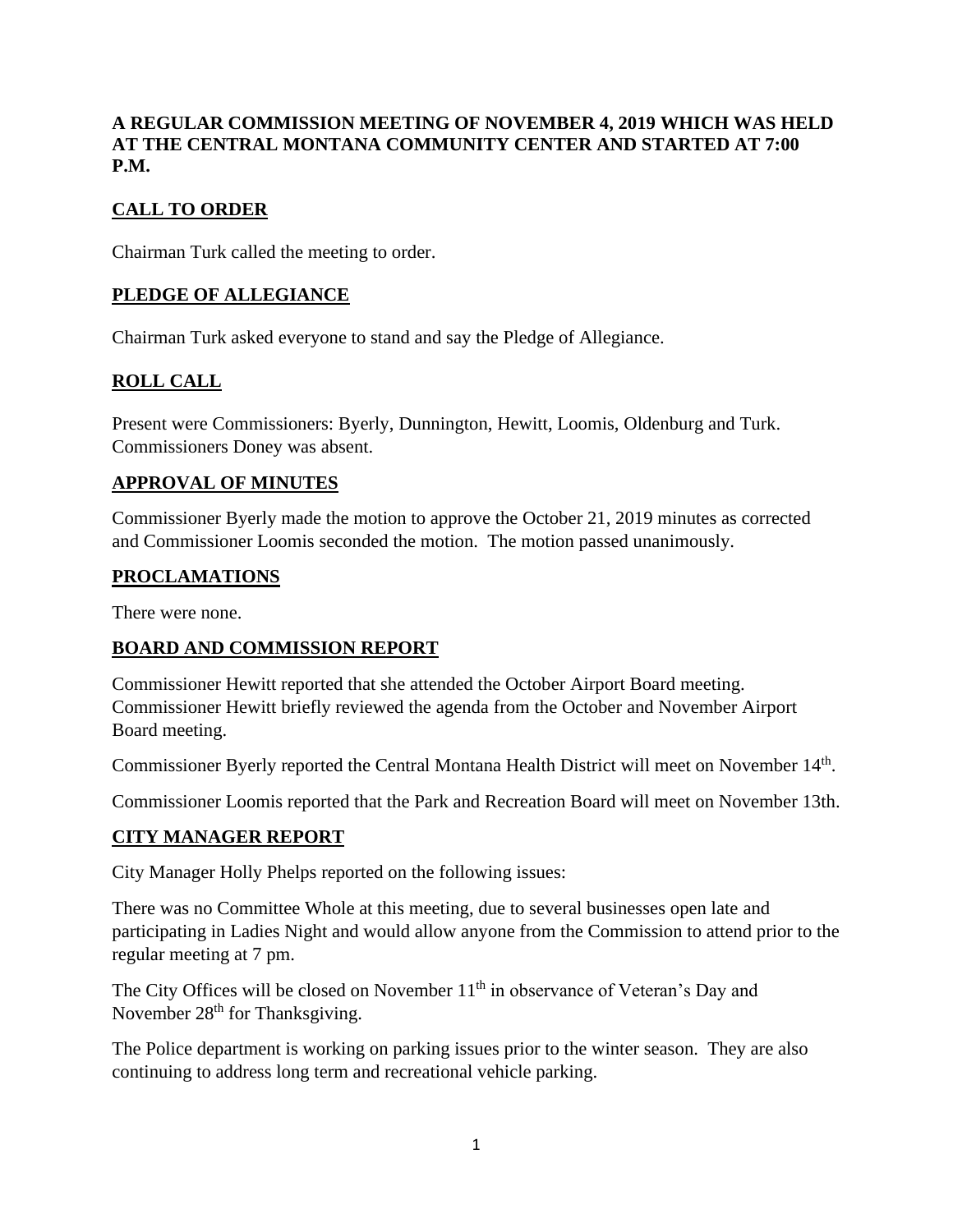**A REGULAR COMMISSION MEETING OF NOVEMBER 4, 2019 WHICH WAS HELD AT THE CENTRAL MONTANA COMMUNITY CENTER AND STARTED AT 7:00 P.M.**

## CALL TO ORDER

Chairman Turk called the meeting to order.

## PLEDGE OF ALLEGIANCE

Chairman Turk asked everyone to stand and say the Pledge of Allegiance.

## ROLL CALL

Present were Commissioners: Byerly, Dunnington, Hewitt, Loomis, Oldenburg and Turk. Commissioners Doney was absent.

## APPROVAL OF MINUTES

Commissioner Byerly made the motion to approve the October 21, 2019 minutes as corrected and Commissioner Loomis seconded the motion. The motion passed unanimously.

## PROCLAMATIONS

There were none.

## BOARD AND COMMISSION REPORT

Commissioner Hewitt reported that she attended the October Airport Board meeting. Commissioner Hewitt briefly reviewed the agenda from the October and November Airport Board meeting.

Commissioner Byerly reported the Central Montana Health District will meet on November 14th.

Commissioner Loomis reported that the Park and Recreation Board will meet on November 13th.

## CITY MANAGER REPORT

City Manager Holly Phelps reported on the following issues:

There was no Committee Whole at this meeting, due to several businesses open late and participating in Ladies Night and would allow anyone from the Commission to attend prior to the regular meeting at 7 pm.

The City Offices will be closed on November 11th in observance of Veteran's Day and November 28th for Thanksgiving.

The Police department is working on parking issues prior to the winter season. They are also continuing to address long term and recreational vehicle parking.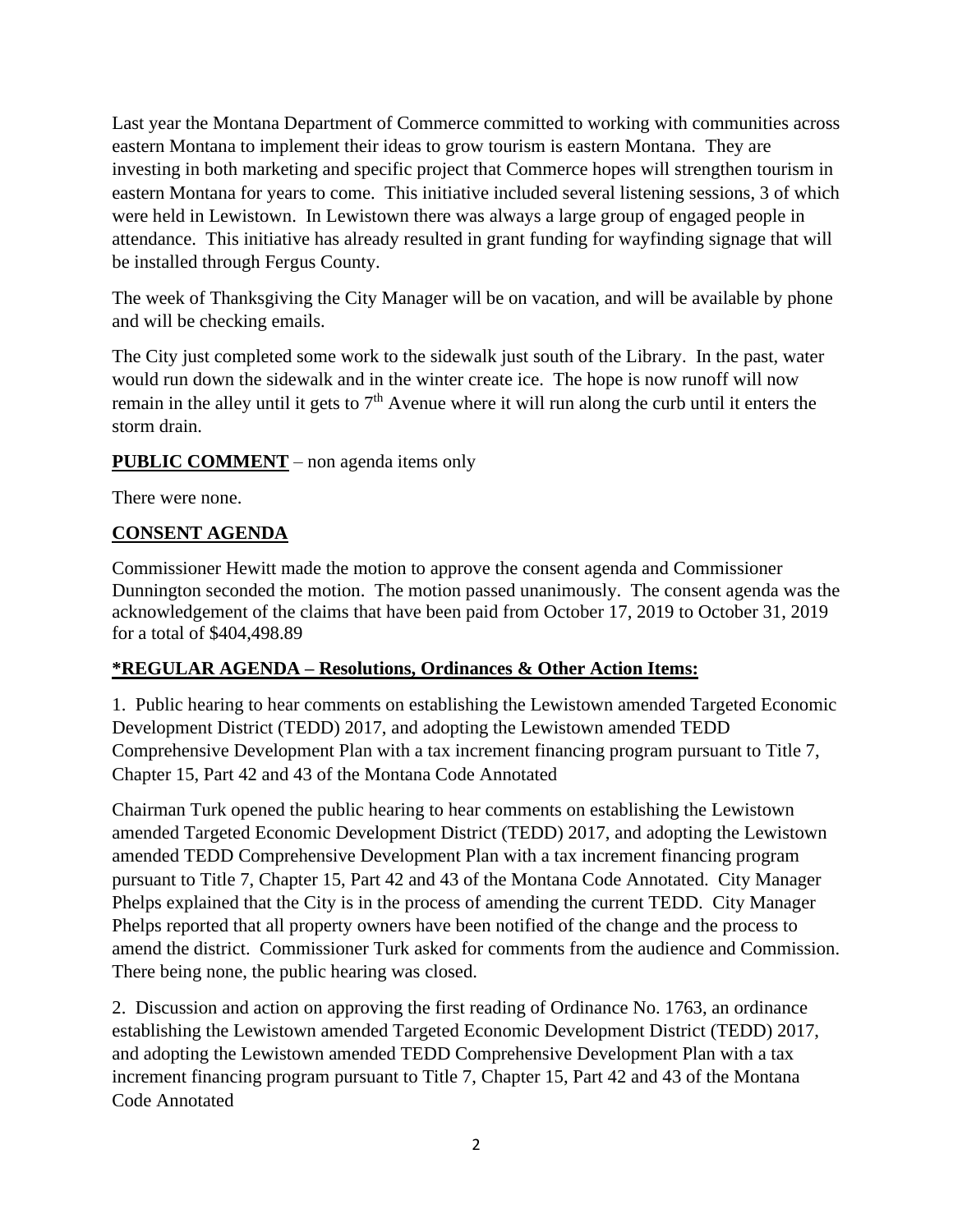Last year the Montana Department of Commerce committed to working with communities across eastern Montana to implement their ideas to grow tourism is eastern Montana. They are investing in both marketing and specific project that Commerce hopes will strengthen tourism in eastern Montana for years to come. This initiative included several listening sessions, 3 of which were held in Lewistown. In Lewistown there was always a large group of engaged people in attendance. This initiative has already resulted in grant funding for wayfinding signage that will be installed through Fergus County.

The week of Thanksgiving the City Manager will be on vacation, and will be available by phone and will be checking emails.

The City just completed some work to the sidewalk just south of the Library. In the past, water would run down the sidewalk and in the winter create ice. The hope is now runoff will now remain in the alley until it gets to 7th Avenue where it will run along the curb until it enters the storm drain.

**PUBLIC COMMENT** – non agenda items only

There were none.

**CONSENT AGENDA**

Commissioner Hewitt made the motion to approve the consent agenda and Commissioner Dunnington seconded the motion. The motion passed unanimously. The consent agenda was the acknowledgement of the claims that have been paid from October 17, 2019 to October 31, 2019 for a total of $404,498.89

**\*REGULAR AGENDA – Resolutions, Ordinances & Other Action Items:**

1. Public hearing to hear comments on establishing the Lewistown amended Targeted Economic Development District (TEDD) 2017, and adopting the Lewistown amended TEDD Comprehensive Development Plan with a tax increment financing program pursuant to Title 7, Chapter 15, Part 42 and 43 of the Montana Code Annotated

Chairman Turk opened the public hearing to hear comments on establishing the Lewistown amended Targeted Economic Development District (TEDD) 2017, and adopting the Lewistown amended TEDD Comprehensive Development Plan with a tax increment financing program pursuant to Title 7, Chapter 15, Part 42 and 43 of the Montana Code Annotated. City Manager Phelps explained that the City is in the process of amending the current TEDD. City Manager Phelps reported that all property owners have been notified of the change and the process to amend the district. Commissioner Turk asked for comments from the audience and Commission. There being none, the public hearing was closed.

2. Discussion and action on approving the first reading of Ordinance No. 1763, an ordinance establishing the Lewistown amended Targeted Economic Development District (TEDD) 2017, and adopting the Lewistown amended TEDD Comprehensive Development Plan with a tax increment financing program pursuant to Title 7, Chapter 15, Part 42 and 43 of the Montana Code Annotated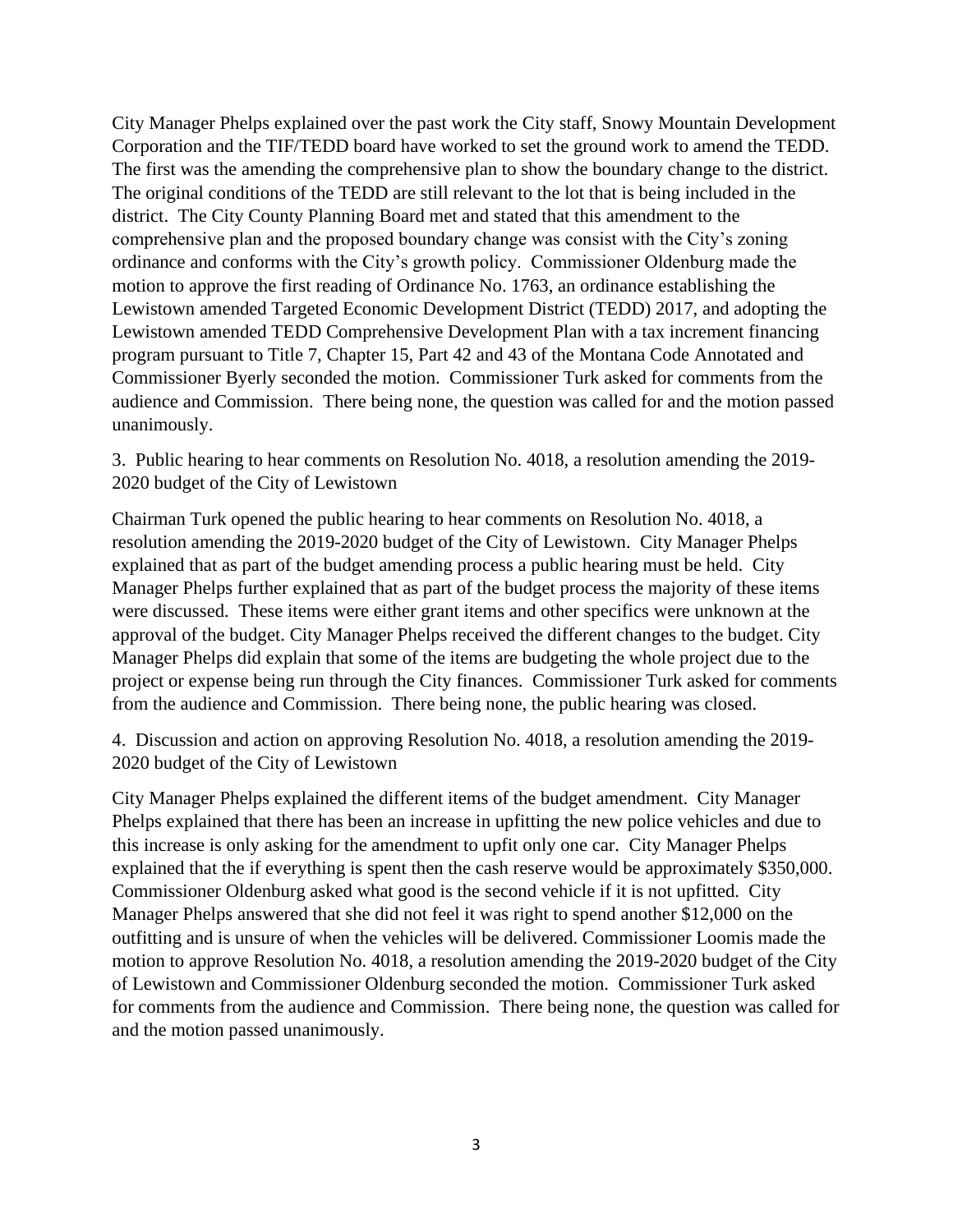City Manager Phelps explained over the past work the City staff, Snowy Mountain Development Corporation and the TIF/TEDD board have worked to set the ground work to amend the TEDD. The first was the amending the comprehensive plan to show the boundary change to the district. The original conditions of the TEDD are still relevant to the lot that is being included in the district. The City County Planning Board met and stated that this amendment to the comprehensive plan and the proposed boundary change was consist with the City's zoning ordinance and conforms with the City's growth policy. Commissioner Oldenburg made the motion to approve the first reading of Ordinance No. 1763, an ordinance establishing the Lewistown amended Targeted Economic Development District (TEDD) 2017, and adopting the Lewistown amended TEDD Comprehensive Development Plan with a tax increment financing program pursuant to Title 7, Chapter 15, Part 42 and 43 of the Montana Code Annotated and Commissioner Byerly seconded the motion. Commissioner Turk asked for comments from the audience and Commission. There being none, the question was called for and the motion passed unanimously.

3. Public hearing to hear comments on Resolution No. 4018, a resolution amending the 2019-2020 budget of the City of Lewistown

Chairman Turk opened the public hearing to hear comments on Resolution No. 4018, a resolution amending the 2019-2020 budget of the City of Lewistown. City Manager Phelps explained that as part of the budget amending process a public hearing must be held. City Manager Phelps further explained that as part of the budget process the majority of these items were discussed. These items were either grant items and other specifics were unknown at the approval of the budget. City Manager Phelps received the different changes to the budget. City Manager Phelps did explain that some of the items are budgeting the whole project due to the project or expense being run through the City finances. Commissioner Turk asked for comments from the audience and Commission. There being none, the public hearing was closed.

4. Discussion and action on approving Resolution No. 4018, a resolution amending the 2019-2020 budget of the City of Lewistown

City Manager Phelps explained the different items of the budget amendment. City Manager Phelps explained that there has been an increase in upfitting the new police vehicles and due to this increase is only asking for the amendment to upfit only one car. City Manager Phelps explained that the if everything is spent then the cash reserve would be approximately $350,000. Commissioner Oldenburg asked what good is the second vehicle if it is not upfitted. City Manager Phelps answered that she did not feel it was right to spend another $12,000 on the outfitting and is unsure of when the vehicles will be delivered. Commissioner Loomis made the motion to approve Resolution No. 4018, a resolution amending the 2019-2020 budget of the City of Lewistown and Commissioner Oldenburg seconded the motion. Commissioner Turk asked for comments from the audience and Commission. There being none, the question was called for and the motion passed unanimously.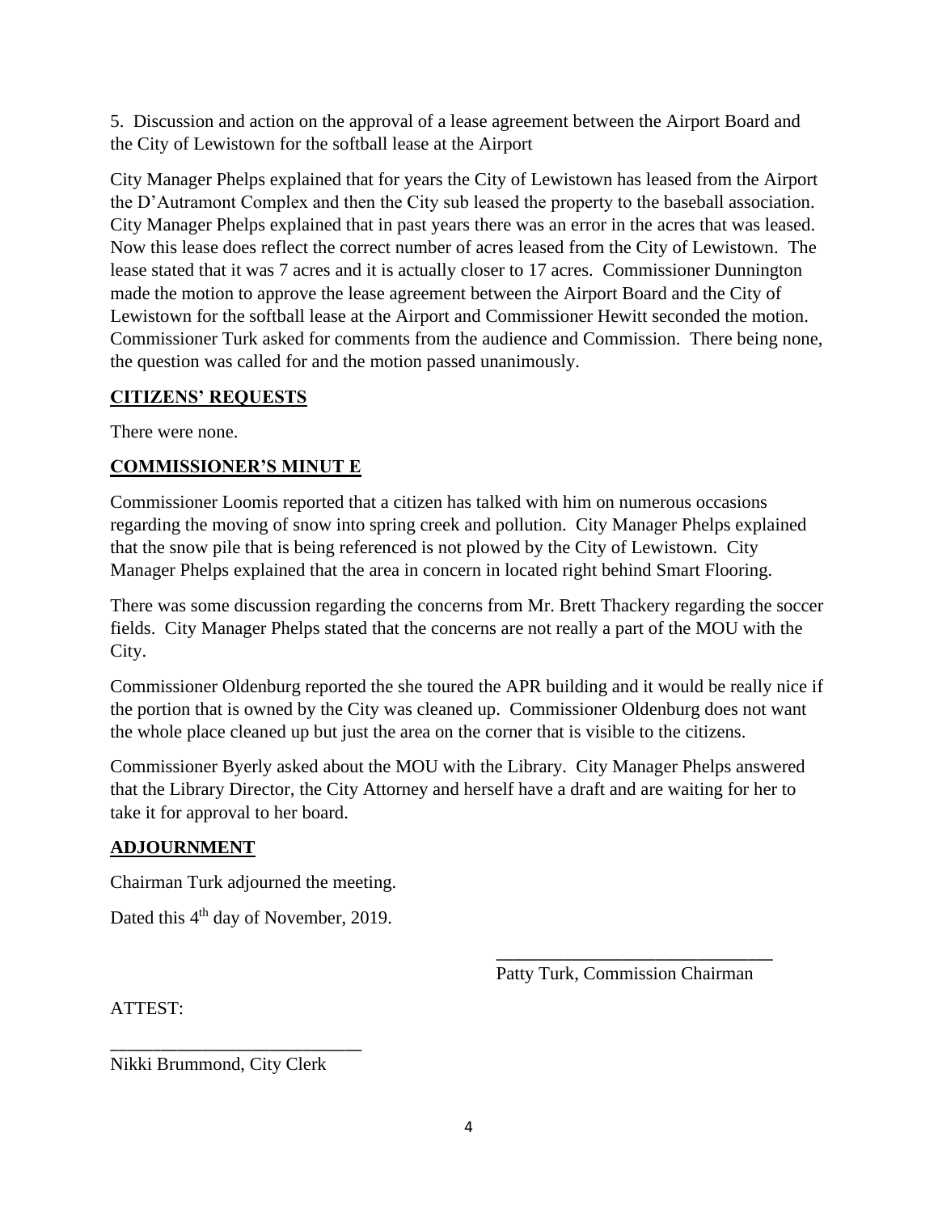5. Discussion and action on the approval of a lease agreement between the Airport Board and the City of Lewistown for the softball lease at the Airport

City Manager Phelps explained that for years the City of Lewistown has leased from the Airport the D'Autramont Complex and then the City sub leased the property to the baseball association. City Manager Phelps explained that in past years there was an error in the acres that was leased. Now this lease does reflect the correct number of acres leased from the City of Lewistown. The lease stated that it was 7 acres and it is actually closer to 17 acres. Commissioner Dunnington made the motion to approve the lease agreement between the Airport Board and the City of Lewistown for the softball lease at the Airport and Commissioner Hewitt seconded the motion. Commissioner Turk asked for comments from the audience and Commission. There being none, the question was called for and the motion passed unanimously.

## CITIZENS' REQUESTS

There were none.

## COMMISSIONER'S MINUT E

Commissioner Loomis reported that a citizen has talked with him on numerous occasions regarding the moving of snow into spring creek and pollution. City Manager Phelps explained that the snow pile that is being referenced is not plowed by the City of Lewistown. City Manager Phelps explained that the area in concern in located right behind Smart Flooring.

There was some discussion regarding the concerns from Mr. Brett Thackery regarding the soccer fields. City Manager Phelps stated that the concerns are not really a part of the MOU with the City.

Commissioner Oldenburg reported the she toured the APR building and it would be really nice if the portion that is owned by the City was cleaned up. Commissioner Oldenburg does not want the whole place cleaned up but just the area on the corner that is visible to the citizens.

Commissioner Byerly asked about the MOU with the Library. City Manager Phelps answered that the Library Director, the City Attorney and herself have a draft and are waiting for her to take it for approval to her board.

## ADJOURNMENT

Chairman Turk adjourned the meeting.

Dated this 4th day of November, 2019.

______________________________
Patty Turk, Commission Chairman

ATTEST:

___________________________
Nikki Brummond, City Clerk